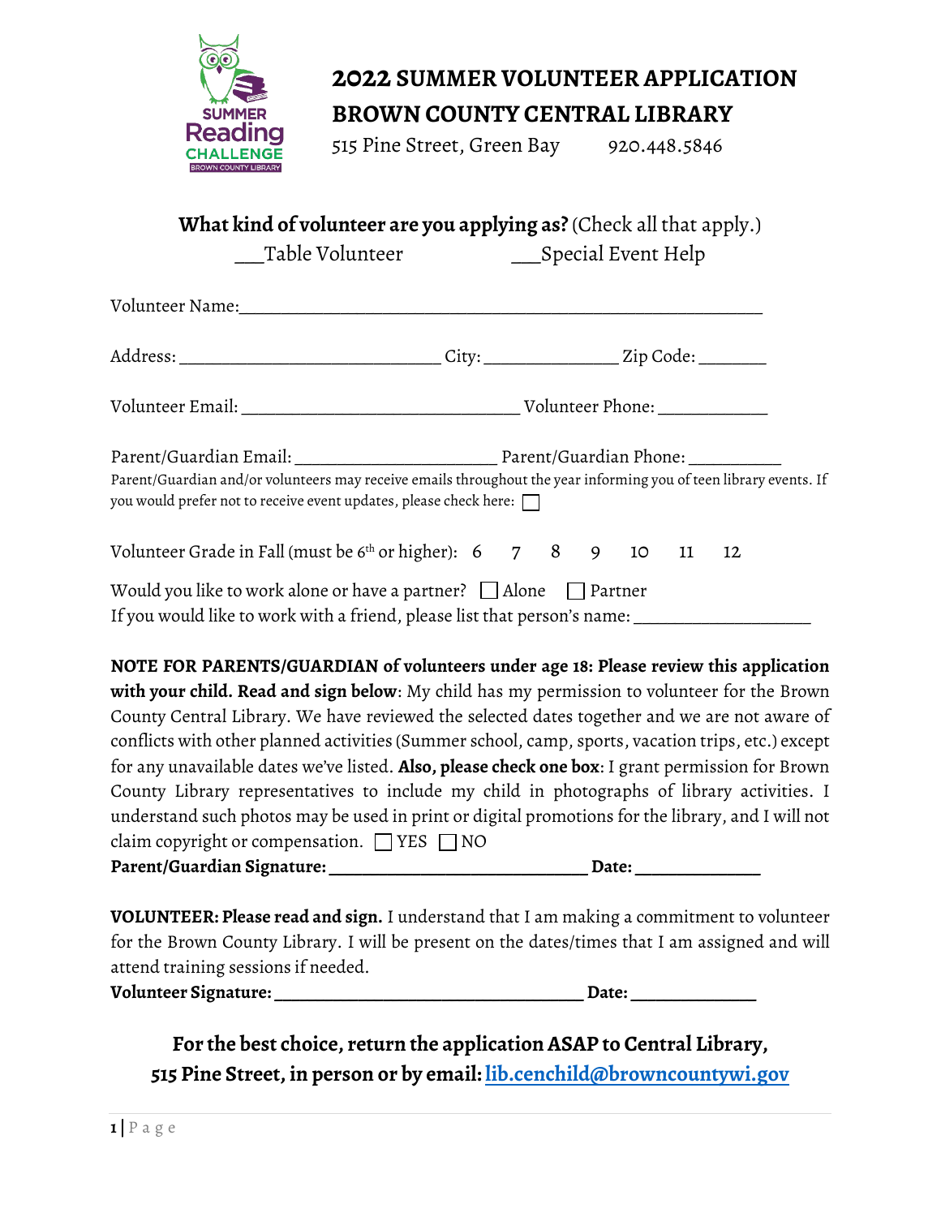SUMMER Reading CHALLENGE BROWN COUNTY LIBRARY

# 2022 SUMMER VOLUNTEER APPLICATION
# BROWN COUNTY CENTRAL LIBRARY

515 Pine Street, Green Bay 920.448.5846

**What kind of volunteer are you applying as?** (Check all that apply.)

___Table Volunteer ___Special Event Help

Volunteer Name:___________________________________________________________

Address: _____________________________ City: _______________ Zip Code: ________

Volunteer Email: _______________________________ Volunteer Phone: ____________

Parent/Guardian Email: ______________________ Parent/Guardian Phone: __________

Parent/Guardian and/or volunteers may receive emails throughout the year informing you of teen library events. If you would prefer not to receive event updates, please check here: ☐

Volunteer Grade in Fall (must be 6th or higher): 6 7 8 9 10 11 12

Would you like to work alone or have a partner? ☐ Alone ☐ Partner

If you would like to work with a friend, please list that person's name: ___________________

**NOTE FOR PARENTS/GUARDIAN of volunteers under age 18: Please review this application with your child. Read and sign below**: My child has my permission to volunteer for the Brown County Central Library. We have reviewed the selected dates together and we are not aware of conflicts with other planned activities (Summer school, camp, sports, vacation trips, etc.) except for any unavailable dates we've listed. **Also, please check one box**: I grant permission for Brown County Library representatives to include my child in photographs of library activities. I understand such photos may be used in print or digital promotions for the library, and I will not claim copyright or compensation. ☐ YES ☐ NO

**Parent/Guardian Signature: _____________________________ Date: ______________**

**VOLUNTEER: Please read and sign.** I understand that I am making a commitment to volunteer for the Brown County Library. I will be present on the dates/times that I am assigned and will attend training sessions if needed.

**Volunteer Signature: __________________________________ Date: ______________**

**For the best choice, return the application ASAP to Central Library, 515 Pine Street, in person or by email: lib.cenchild@browncountywi.gov**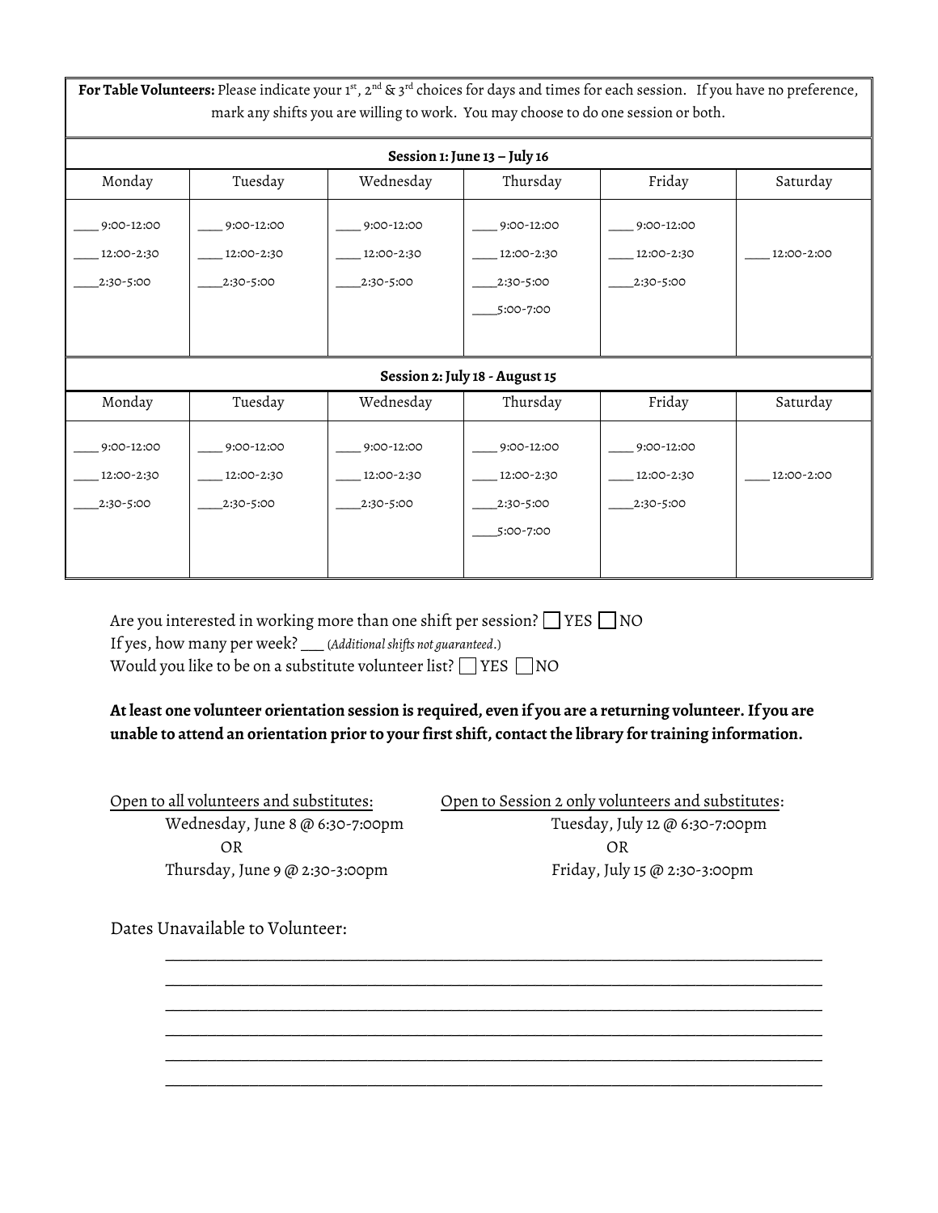**For Table Volunteers:** Please indicate your 1st, 2nd & 3rd choices for days and times for each session. If you have no preference, mark any shifts you are willing to work. You may choose to do one session or both.

**Session 1: June 13 – July 16**

| Monday | Tuesday | Wednesday | Thursday | Friday | Saturday |
|---|---|---|---|---|---|
| ____ 9:00-12:00<br>____ 12:00-2:30<br>____2:30-5:00 | ____ 9:00-12:00<br>____ 12:00-2:30<br>____2:30-5:00 | ____ 9:00-12:00<br>____ 12:00-2:30<br>____2:30-5:00 | ____ 9:00-12:00<br>____ 12:00-2:30<br>____2:30-5:00<br>____5:00-7:00 | ____ 9:00-12:00<br>____ 12:00-2:30<br>____2:30-5:00 | ____ 12:00-2:00 |

**Session 2: July 18 - August 15**

| Monday | Tuesday | Wednesday | Thursday | Friday | Saturday |
|---|---|---|---|---|---|
| ____ 9:00-12:00<br>____ 12:00-2:30<br>____2:30-5:00 | ____ 9:00-12:00<br>____ 12:00-2:30<br>____2:30-5:00 | ____ 9:00-12:00<br>____ 12:00-2:30<br>____2:30-5:00 | ____ 9:00-12:00<br>____ 12:00-2:30<br>____2:30-5:00<br>____5:00-7:00 | ____ 9:00-12:00<br>____ 12:00-2:30<br>____2:30-5:00 | ____ 12:00-2:00 |

Are you interested in working more than one shift per session? ☐ YES ☐ NO

If yes, how many per week? ___ (*Additional shifts not guaranteed*.)

Would you like to be on a substitute volunteer list? ☐ YES ☐ NO

**At least one volunteer orientation session is required, even if you are a returning volunteer. If you are unable to attend an orientation prior to your first shift, contact the library for training information.**

Open to all volunteers and substitutes:

Wednesday, June 8 @ 6:30-7:00pm

OR

Thursday, June 9 @ 2:30-3:00pm

Open to Session 2 only volunteers and substitutes:

Tuesday, July 12 @ 6:30-7:00pm

OR

Friday, July 15 @ 2:30-3:00pm

Dates Unavailable to Volunteer:

______________________________________________________________________________

______________________________________________________________________________

______________________________________________________________________________

______________________________________________________________________________

______________________________________________________________________________

______________________________________________________________________________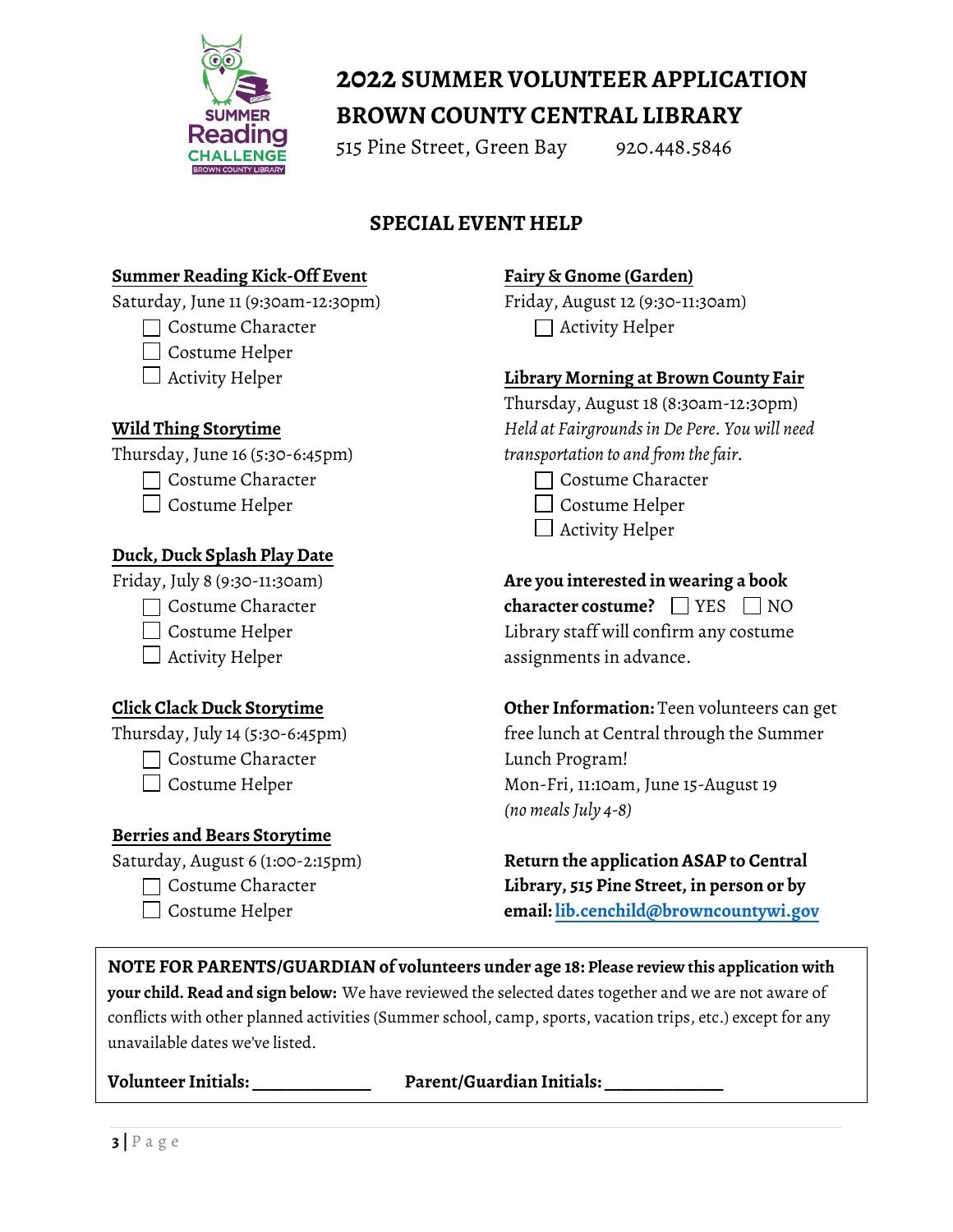# 2022 SUMMER VOLUNTEER APPLICATION

# BROWN COUNTY CENTRAL LIBRARY

515 Pine Street, Green Bay 920.448.5846

## SPECIAL EVENT HELP

**Summer Reading Kick-Off Event**

Saturday, June 11 (9:30am-12:30pm)

- ☐ Costume Character
- ☐ Costume Helper
- ☐ Activity Helper

**Wild Thing Storytime**

Thursday, June 16 (5:30-6:45pm)

- ☐ Costume Character
- ☐ Costume Helper

**Duck, Duck Splash Play Date**

Friday, July 8 (9:30-11:30am)

- ☐ Costume Character
- ☐ Costume Helper
- ☐ Activity Helper

**Click Clack Duck Storytime**

Thursday, July 14 (5:30-6:45pm)

- ☐ Costume Character
- ☐ Costume Helper

**Berries and Bears Storytime**

Saturday, August 6 (1:00-2:15pm)

- ☐ Costume Character
- ☐ Costume Helper

**Fairy & Gnome (Garden)**

Friday, August 12 (9:30-11:30am)

- ☐ Activity Helper

**Library Morning at Brown County Fair**

Thursday, August 18 (8:30am-12:30pm)

*Held at Fairgrounds in De Pere. You will need transportation to and from the fair.*

- ☐ Costume Character
- ☐ Costume Helper
- ☐ Activity Helper

**Are you interested in wearing a book character costume?** ☐ YES ☐ NO

Library staff will confirm any costume assignments in advance.

**Other Information:** Teen volunteers can get free lunch at Central through the Summer Lunch Program!

Mon-Fri, 11:10am, June 15-August 19

*(no meals July 4-8)*

**Return the application ASAP to Central Library, 515 Pine Street, in person or by email: lib.cenchild@browncountywi.gov**

**NOTE FOR PARENTS/GUARDIAN of volunteers under age 18: Please review this application with your child. Read and sign below:** We have reviewed the selected dates together and we are not aware of conflicts with other planned activities (Summer school, camp, sports, vacation trips, etc.) except for any unavailable dates we've listed.

**Volunteer Initials:** ____________ **Parent/Guardian Initials:** ____________